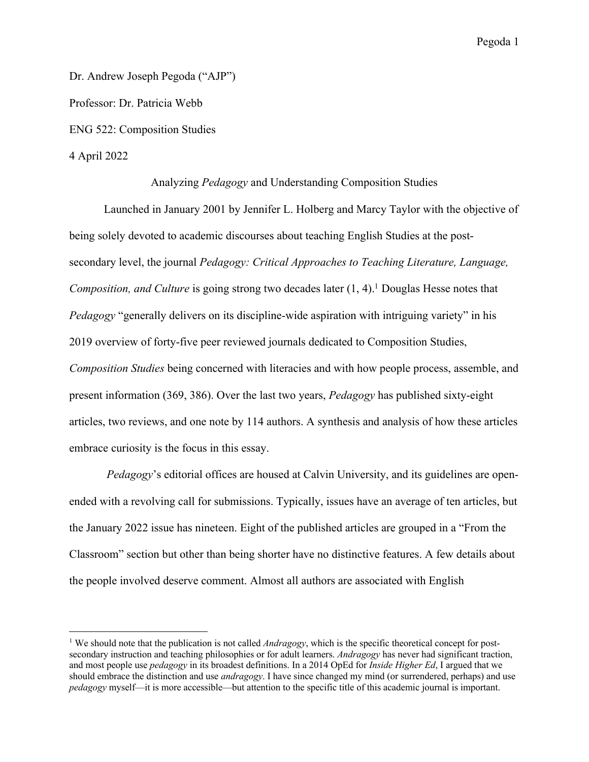Dr. Andrew Joseph Pegoda ("AJP")

Professor: Dr. Patricia Webb

ENG 522: Composition Studies

4 April 2022

# Analyzing *Pedagogy* and Understanding Composition Studies

Launched in January 2001 by Jennifer L. Holberg and Marcy Taylor with the objective of being solely devoted to academic discourses about teaching English Studies at the post-secondary level, the journal *Pedagogy: Critical Approaches to Teaching Literature, Language, Composition, and Culture* is going strong two decades later (1, 4).[1] Douglas Hesse notes that *Pedagogy* "generally delivers on its discipline-wide aspiration with intriguing variety" in his 2019 overview of forty-five peer reviewed journals dedicated to Composition Studies, *Composition Studies* being concerned with literacies and with how people process, assemble, and present information (369, 386). Over the last two years, *Pedagogy* has published sixty-eight articles, two reviews, and one note by 114 authors. A synthesis and analysis of how these articles embrace curiosity is the focus in this essay.

*Pedagogy*'s editorial offices are housed at Calvin University, and its guidelines are open-ended with a revolving call for submissions. Typically, issues have an average of ten articles, but the January 2022 issue has nineteen. Eight of the published articles are grouped in a "From the Classroom" section but other than being shorter have no distinctive features. A few details about the people involved deserve comment. Almost all authors are associated with English

---

[1] We should note that the publication is not called *Andragogy*, which is the specific theoretical concept for post-secondary instruction and teaching philosophies or for adult learners. *Andragogy* has never had significant traction, and most people use *pedagogy* in its broadest definitions. In a 2014 OpEd for *Inside Higher Ed*, I argued that we should embrace the distinction and use *andragogy*. I have since changed my mind (or surrendered, perhaps) and use *pedagogy* myself—it is more accessible—but attention to the specific title of this academic journal is important.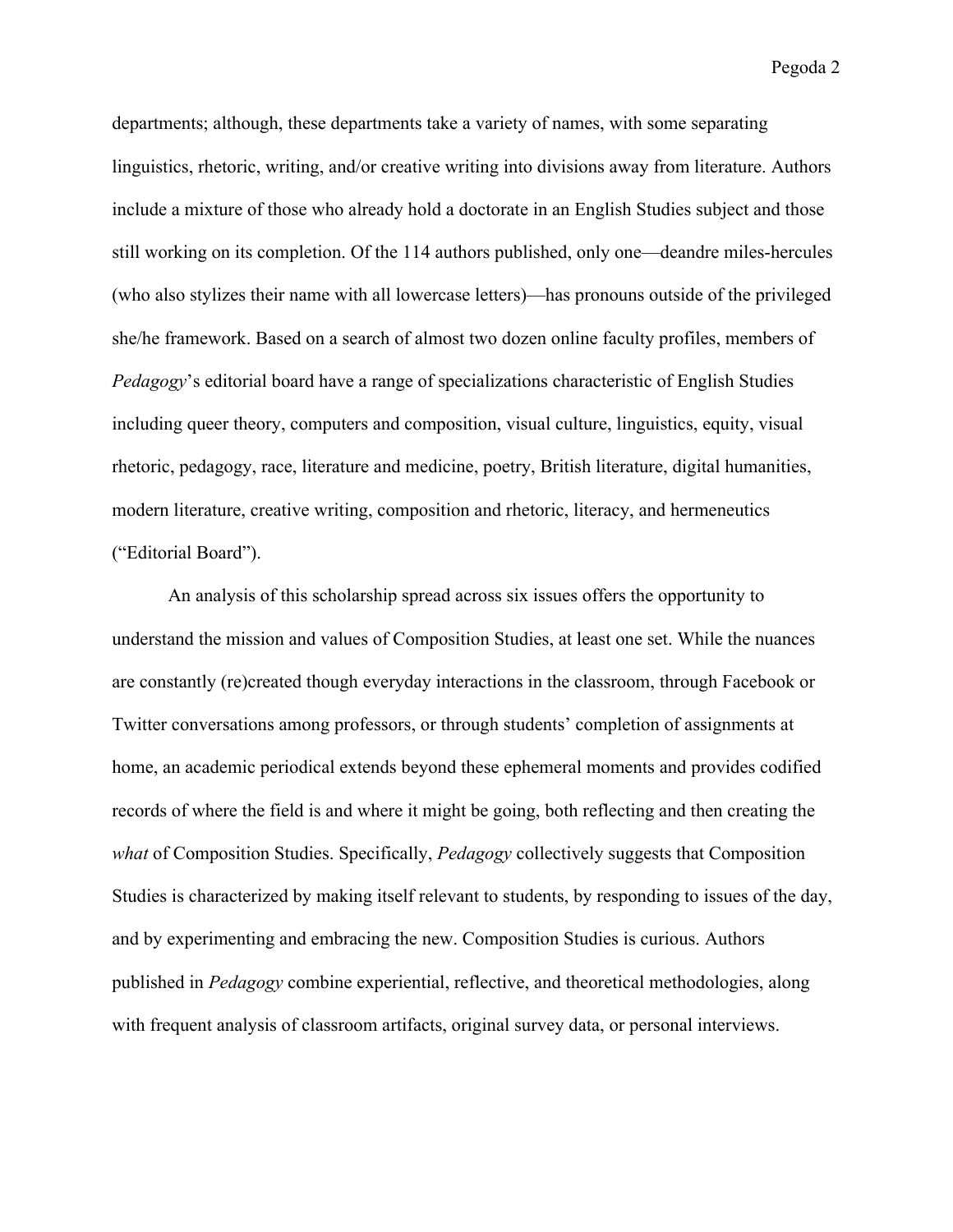departments; although, these departments take a variety of names, with some separating linguistics, rhetoric, writing, and/or creative writing into divisions away from literature. Authors include a mixture of those who already hold a doctorate in an English Studies subject and those still working on its completion. Of the 114 authors published, only one—deandre miles-hercules (who also stylizes their name with all lowercase letters)—has pronouns outside of the privileged she/he framework. Based on a search of almost two dozen online faculty profiles, members of *Pedagogy*'s editorial board have a range of specializations characteristic of English Studies including queer theory, computers and composition, visual culture, linguistics, equity, visual rhetoric, pedagogy, race, literature and medicine, poetry, British literature, digital humanities, modern literature, creative writing, composition and rhetoric, literacy, and hermeneutics ("Editorial Board").

An analysis of this scholarship spread across six issues offers the opportunity to understand the mission and values of Composition Studies, at least one set. While the nuances are constantly (re)created though everyday interactions in the classroom, through Facebook or Twitter conversations among professors, or through students' completion of assignments at home, an academic periodical extends beyond these ephemeral moments and provides codified records of where the field is and where it might be going, both reflecting and then creating the *what* of Composition Studies. Specifically, *Pedagogy* collectively suggests that Composition Studies is characterized by making itself relevant to students, by responding to issues of the day, and by experimenting and embracing the new. Composition Studies is curious. Authors published in *Pedagogy* combine experiential, reflective, and theoretical methodologies, along with frequent analysis of classroom artifacts, original survey data, or personal interviews.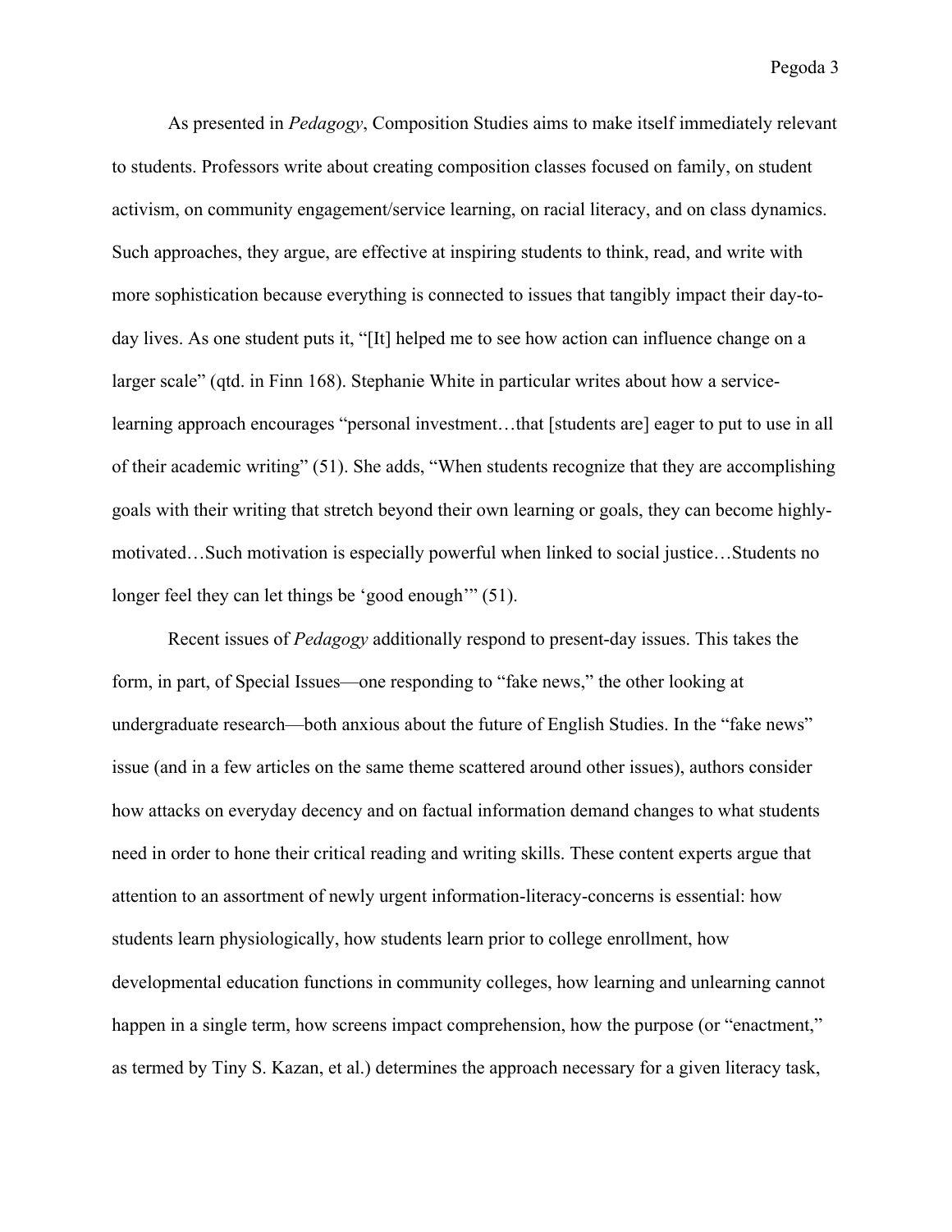As presented in *Pedagogy*, Composition Studies aims to make itself immediately relevant to students. Professors write about creating composition classes focused on family, on student activism, on community engagement/service learning, on racial literacy, and on class dynamics. Such approaches, they argue, are effective at inspiring students to think, read, and write with more sophistication because everything is connected to issues that tangibly impact their day-to-day lives. As one student puts it, "[It] helped me to see how action can influence change on a larger scale" (qtd. in Finn 168). Stephanie White in particular writes about how a service-learning approach encourages "personal investment…that [students are] eager to put to use in all of their academic writing" (51). She adds, "When students recognize that they are accomplishing goals with their writing that stretch beyond their own learning or goals, they can become highly-motivated…Such motivation is especially powerful when linked to social justice…Students no longer feel they can let things be 'good enough'" (51).

Recent issues of *Pedagogy* additionally respond to present-day issues. This takes the form, in part, of Special Issues—one responding to "fake news," the other looking at undergraduate research—both anxious about the future of English Studies. In the "fake news" issue (and in a few articles on the same theme scattered around other issues), authors consider how attacks on everyday decency and on factual information demand changes to what students need in order to hone their critical reading and writing skills. These content experts argue that attention to an assortment of newly urgent information-literacy-concerns is essential: how students learn physiologically, how students learn prior to college enrollment, how developmental education functions in community colleges, how learning and unlearning cannot happen in a single term, how screens impact comprehension, how the purpose (or "enactment," as termed by Tiny S. Kazan, et al.) determines the approach necessary for a given literacy task,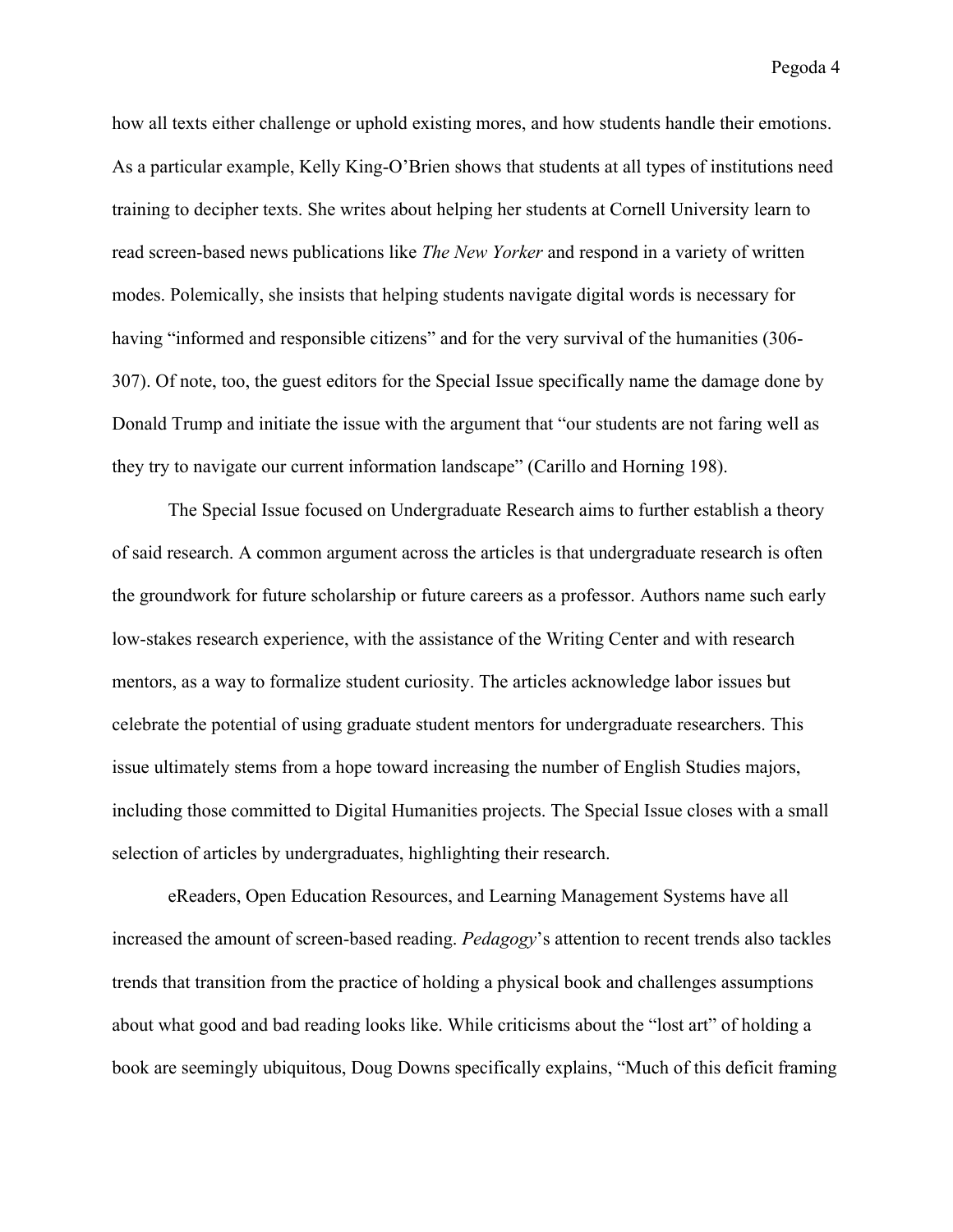how all texts either challenge or uphold existing mores, and how students handle their emotions. As a particular example, Kelly King-O'Brien shows that students at all types of institutions need training to decipher texts. She writes about helping her students at Cornell University learn to read screen-based news publications like *The New Yorker* and respond in a variety of written modes. Polemically, she insists that helping students navigate digital words is necessary for having "informed and responsible citizens" and for the very survival of the humanities (306-307). Of note, too, the guest editors for the Special Issue specifically name the damage done by Donald Trump and initiate the issue with the argument that "our students are not faring well as they try to navigate our current information landscape" (Carillo and Horning 198).

The Special Issue focused on Undergraduate Research aims to further establish a theory of said research. A common argument across the articles is that undergraduate research is often the groundwork for future scholarship or future careers as a professor. Authors name such early low-stakes research experience, with the assistance of the Writing Center and with research mentors, as a way to formalize student curiosity. The articles acknowledge labor issues but celebrate the potential of using graduate student mentors for undergraduate researchers. This issue ultimately stems from a hope toward increasing the number of English Studies majors, including those committed to Digital Humanities projects. The Special Issue closes with a small selection of articles by undergraduates, highlighting their research.

eReaders, Open Education Resources, and Learning Management Systems have all increased the amount of screen-based reading. *Pedagogy*'s attention to recent trends also tackles trends that transition from the practice of holding a physical book and challenges assumptions about what good and bad reading looks like. While criticisms about the "lost art" of holding a book are seemingly ubiquitous, Doug Downs specifically explains, "Much of this deficit framing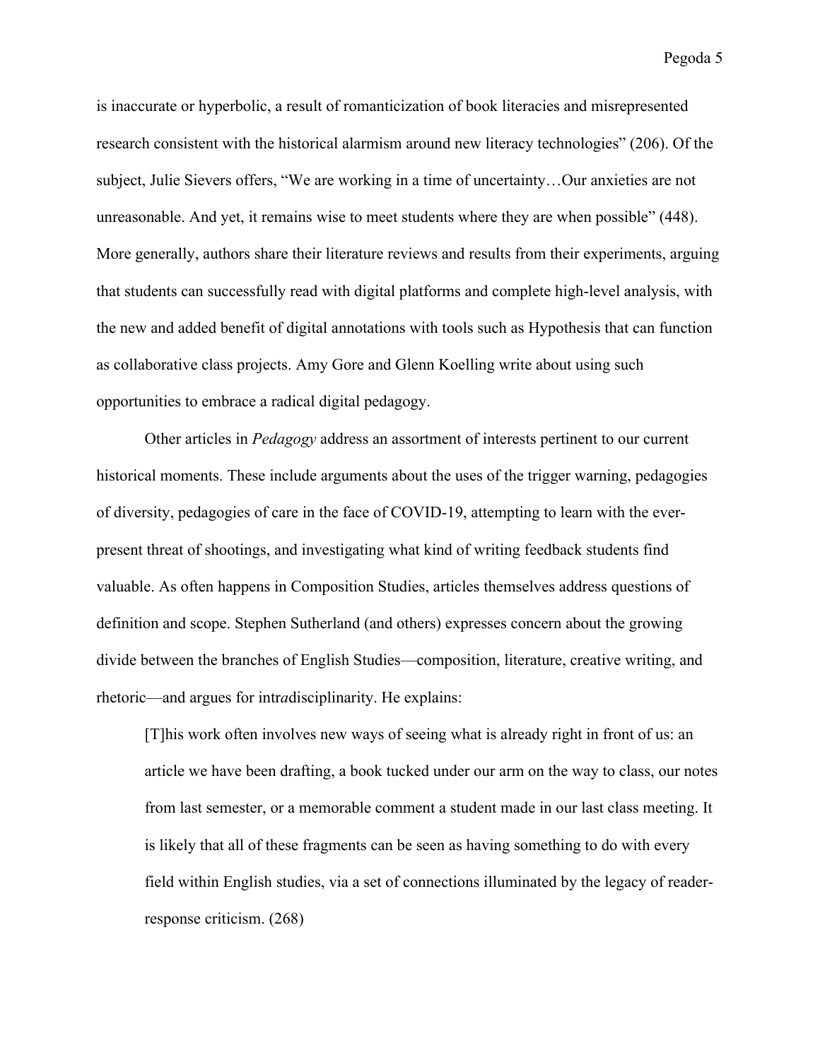is inaccurate or hyperbolic, a result of romanticization of book literacies and misrepresented research consistent with the historical alarmism around new literacy technologies" (206). Of the subject, Julie Sievers offers, "We are working in a time of uncertainty…Our anxieties are not unreasonable. And yet, it remains wise to meet students where they are when possible" (448). More generally, authors share their literature reviews and results from their experiments, arguing that students can successfully read with digital platforms and complete high-level analysis, with the new and added benefit of digital annotations with tools such as Hypothesis that can function as collaborative class projects. Amy Gore and Glenn Koelling write about using such opportunities to embrace a radical digital pedagogy.

Other articles in *Pedagogy* address an assortment of interests pertinent to our current historical moments. These include arguments about the uses of the trigger warning, pedagogies of diversity, pedagogies of care in the face of COVID-19, attempting to learn with the ever-present threat of shootings, and investigating what kind of writing feedback students find valuable. As often happens in Composition Studies, articles themselves address questions of definition and scope. Stephen Sutherland (and others) expresses concern about the growing divide between the branches of English Studies—composition, literature, creative writing, and rhetoric—and argues for intr*a*disciplinarity. He explains:

> [T]his work often involves new ways of seeing what is already right in front of us: an article we have been drafting, a book tucked under our arm on the way to class, our notes from last semester, or a memorable comment a student made in our last class meeting. It is likely that all of these fragments can be seen as having something to do with every field within English studies, via a set of connections illuminated by the legacy of reader-response criticism. (268)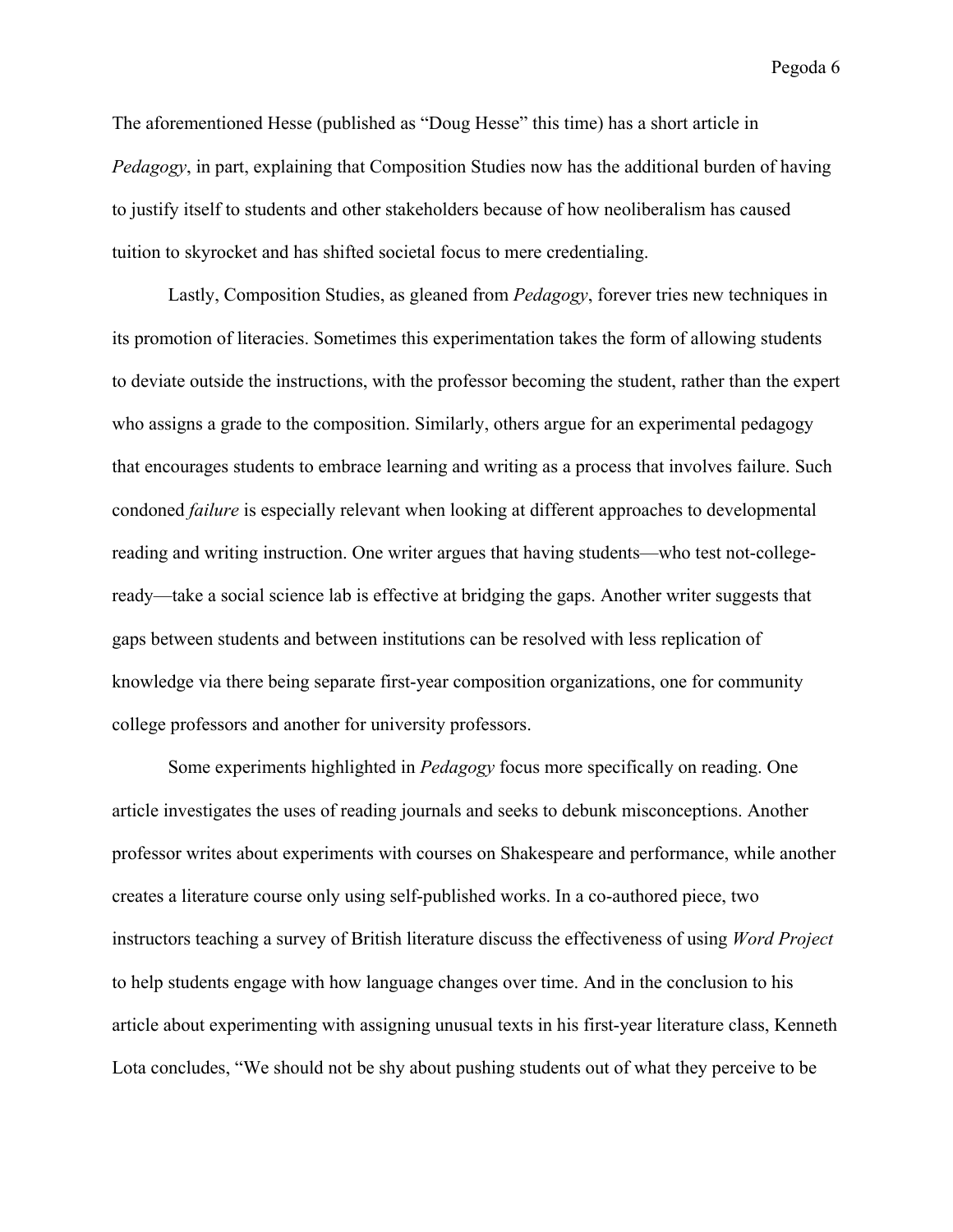The aforementioned Hesse (published as "Doug Hesse" this time) has a short article in *Pedagogy*, in part, explaining that Composition Studies now has the additional burden of having to justify itself to students and other stakeholders because of how neoliberalism has caused tuition to skyrocket and has shifted societal focus to mere credentialing.

Lastly, Composition Studies, as gleaned from *Pedagogy*, forever tries new techniques in its promotion of literacies. Sometimes this experimentation takes the form of allowing students to deviate outside the instructions, with the professor becoming the student, rather than the expert who assigns a grade to the composition. Similarly, others argue for an experimental pedagogy that encourages students to embrace learning and writing as a process that involves failure. Such condoned *failure* is especially relevant when looking at different approaches to developmental reading and writing instruction. One writer argues that having students—who test not-college-ready—take a social science lab is effective at bridging the gaps. Another writer suggests that gaps between students and between institutions can be resolved with less replication of knowledge via there being separate first-year composition organizations, one for community college professors and another for university professors.

Some experiments highlighted in *Pedagogy* focus more specifically on reading. One article investigates the uses of reading journals and seeks to debunk misconceptions. Another professor writes about experiments with courses on Shakespeare and performance, while another creates a literature course only using self-published works. In a co-authored piece, two instructors teaching a survey of British literature discuss the effectiveness of using *Word Project* to help students engage with how language changes over time. And in the conclusion to his article about experimenting with assigning unusual texts in his first-year literature class, Kenneth Lota concludes, "We should not be shy about pushing students out of what they perceive to be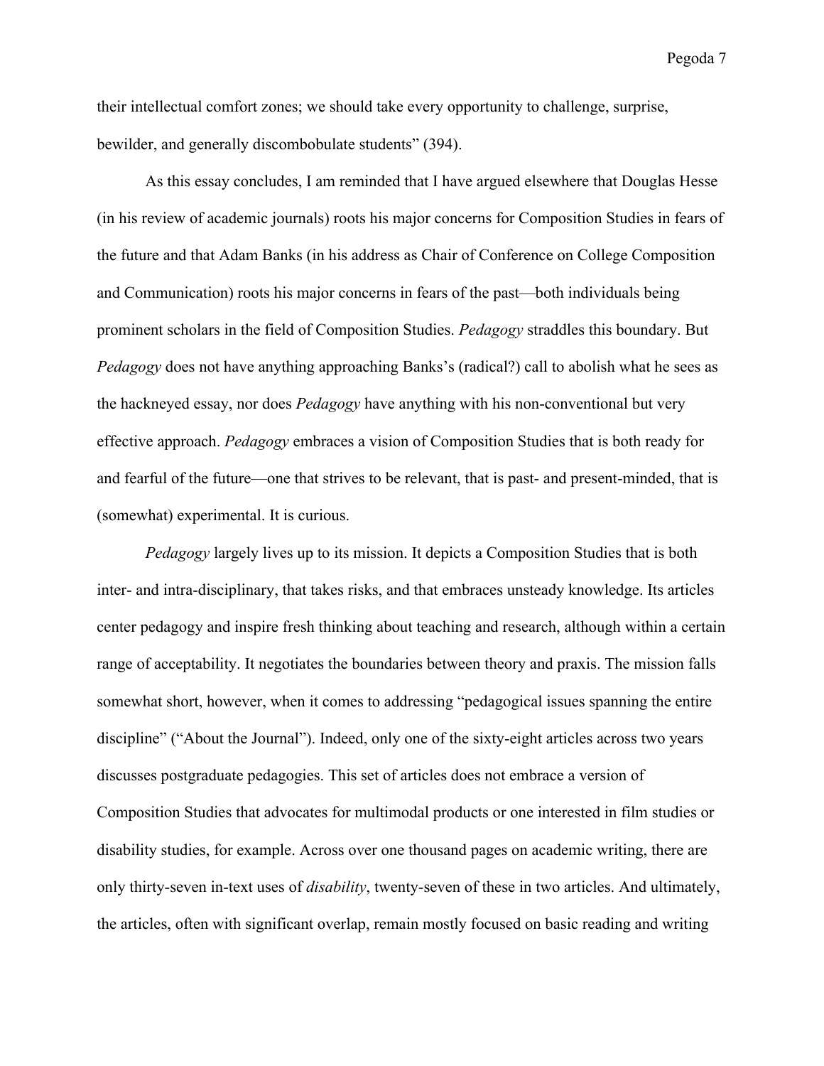their intellectual comfort zones; we should take every opportunity to challenge, surprise, bewilder, and generally discombobulate students" (394).

As this essay concludes, I am reminded that I have argued elsewhere that Douglas Hesse (in his review of academic journals) roots his major concerns for Composition Studies in fears of the future and that Adam Banks (in his address as Chair of Conference on College Composition and Communication) roots his major concerns in fears of the past—both individuals being prominent scholars in the field of Composition Studies. *Pedagogy* straddles this boundary. But *Pedagogy* does not have anything approaching Banks's (radical?) call to abolish what he sees as the hackneyed essay, nor does *Pedagogy* have anything with his non-conventional but very effective approach. *Pedagogy* embraces a vision of Composition Studies that is both ready for and fearful of the future—one that strives to be relevant, that is past- and present-minded, that is (somewhat) experimental. It is curious.

*Pedagogy* largely lives up to its mission. It depicts a Composition Studies that is both inter- and intra-disciplinary, that takes risks, and that embraces unsteady knowledge. Its articles center pedagogy and inspire fresh thinking about teaching and research, although within a certain range of acceptability. It negotiates the boundaries between theory and praxis. The mission falls somewhat short, however, when it comes to addressing "pedagogical issues spanning the entire discipline" ("About the Journal"). Indeed, only one of the sixty-eight articles across two years discusses postgraduate pedagogies. This set of articles does not embrace a version of Composition Studies that advocates for multimodal products or one interested in film studies or disability studies, for example. Across over one thousand pages on academic writing, there are only thirty-seven in-text uses of *disability*, twenty-seven of these in two articles. And ultimately, the articles, often with significant overlap, remain mostly focused on basic reading and writing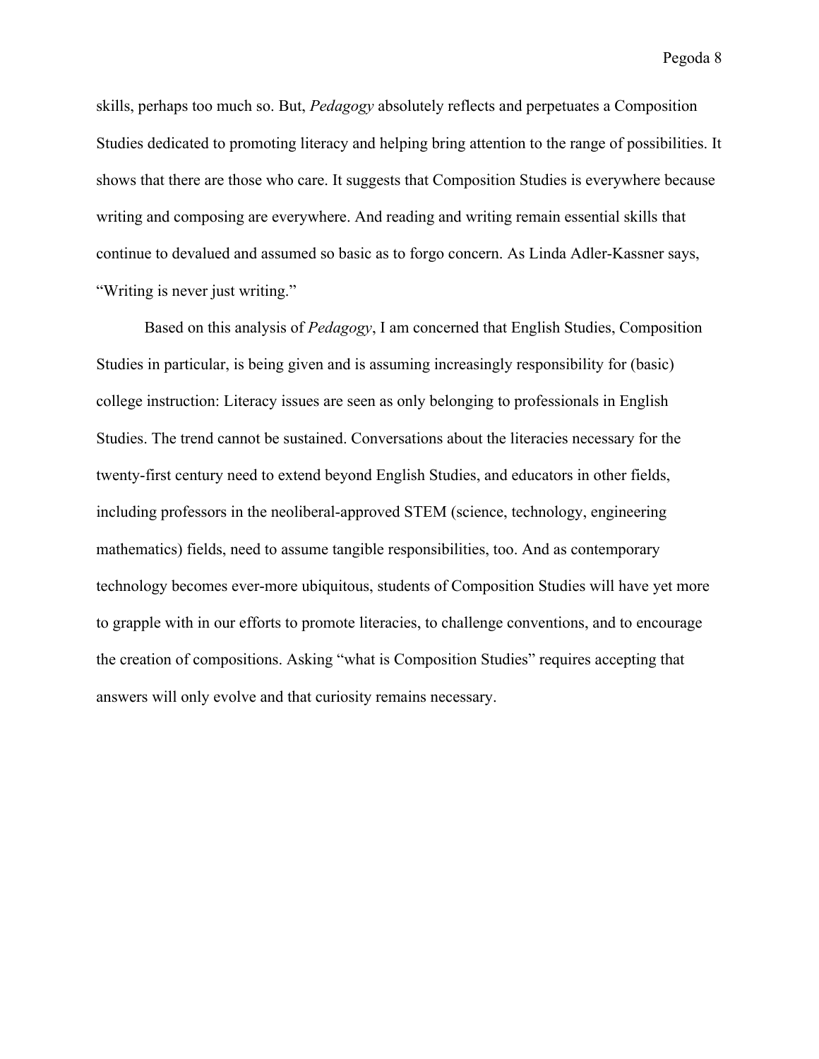skills, perhaps too much so. But, *Pedagogy* absolutely reflects and perpetuates a Composition Studies dedicated to promoting literacy and helping bring attention to the range of possibilities. It shows that there are those who care. It suggests that Composition Studies is everywhere because writing and composing are everywhere. And reading and writing remain essential skills that continue to devalued and assumed so basic as to forgo concern. As Linda Adler-Kassner says, "Writing is never just writing."

Based on this analysis of *Pedagogy*, I am concerned that English Studies, Composition Studies in particular, is being given and is assuming increasingly responsibility for (basic) college instruction: Literacy issues are seen as only belonging to professionals in English Studies. The trend cannot be sustained. Conversations about the literacies necessary for the twenty-first century need to extend beyond English Studies, and educators in other fields, including professors in the neoliberal-approved STEM (science, technology, engineering mathematics) fields, need to assume tangible responsibilities, too. And as contemporary technology becomes ever-more ubiquitous, students of Composition Studies will have yet more to grapple with in our efforts to promote literacies, to challenge conventions, and to encourage the creation of compositions. Asking "what is Composition Studies" requires accepting that answers will only evolve and that curiosity remains necessary.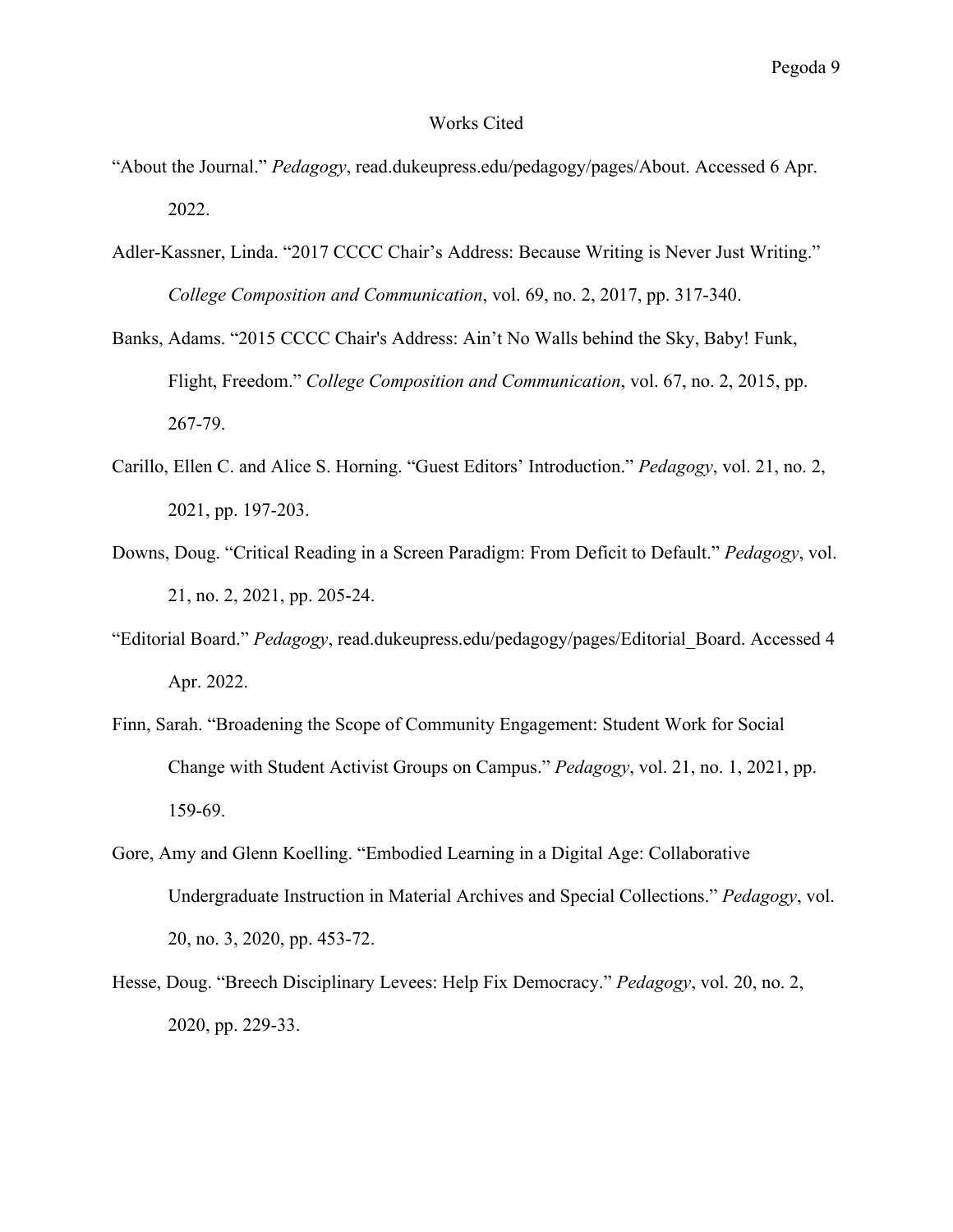# Works Cited

"About the Journal." *Pedagogy*, read.dukeupress.edu/pedagogy/pages/About. Accessed 6 Apr. 2022.

Adler-Kassner, Linda. "2017 CCCC Chair's Address: Because Writing is Never Just Writing." *College Composition and Communication*, vol. 69, no. 2, 2017, pp. 317-340.

Banks, Adams. "2015 CCCC Chair's Address: Ain't No Walls behind the Sky, Baby! Funk, Flight, Freedom." *College Composition and Communication*, vol. 67, no. 2, 2015, pp. 267-79.

Carillo, Ellen C. and Alice S. Horning. "Guest Editors' Introduction." *Pedagogy*, vol. 21, no. 2, 2021, pp. 197-203.

Downs, Doug. "Critical Reading in a Screen Paradigm: From Deficit to Default." *Pedagogy*, vol. 21, no. 2, 2021, pp. 205-24.

"Editorial Board." *Pedagogy*, read.dukeupress.edu/pedagogy/pages/Editorial_Board. Accessed 4 Apr. 2022.

Finn, Sarah. "Broadening the Scope of Community Engagement: Student Work for Social Change with Student Activist Groups on Campus." *Pedagogy*, vol. 21, no. 1, 2021, pp. 159-69.

Gore, Amy and Glenn Koelling. "Embodied Learning in a Digital Age: Collaborative Undergraduate Instruction in Material Archives and Special Collections." *Pedagogy*, vol. 20, no. 3, 2020, pp. 453-72.

Hesse, Doug. "Breech Disciplinary Levees: Help Fix Democracy." *Pedagogy*, vol. 20, no. 2, 2020, pp. 229-33.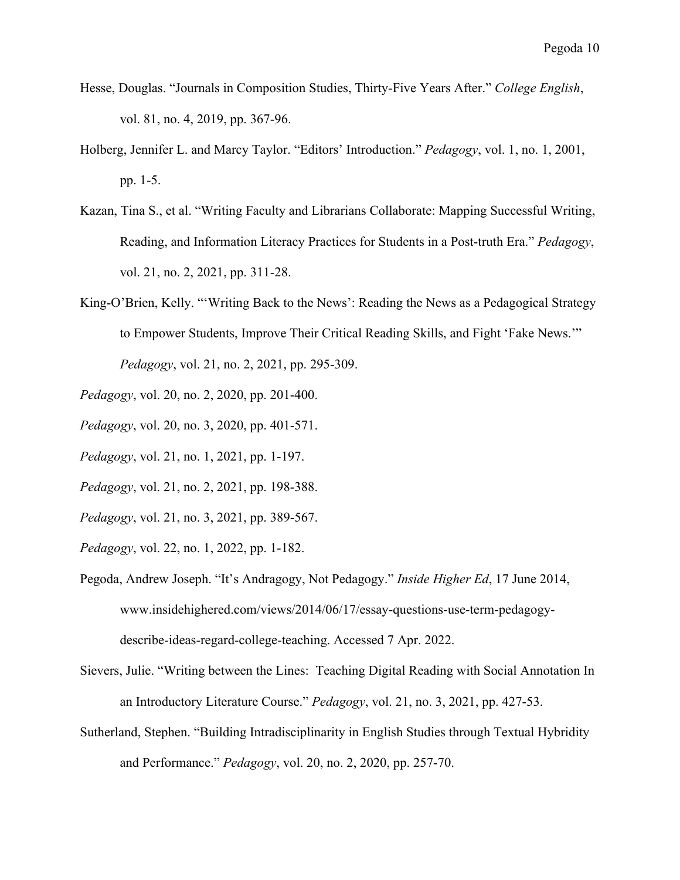Hesse, Douglas. "Journals in Composition Studies, Thirty-Five Years After." *College English*, vol. 81, no. 4, 2019, pp. 367-96.

Holberg, Jennifer L. and Marcy Taylor. "Editors' Introduction." *Pedagogy*, vol. 1, no. 1, 2001, pp. 1-5.

Kazan, Tina S., et al. "Writing Faculty and Librarians Collaborate: Mapping Successful Writing, Reading, and Information Literacy Practices for Students in a Post-truth Era." *Pedagogy*, vol. 21, no. 2, 2021, pp. 311-28.

King-O'Brien, Kelly. "'Writing Back to the News': Reading the News as a Pedagogical Strategy to Empower Students, Improve Their Critical Reading Skills, and Fight 'Fake News.'" *Pedagogy*, vol. 21, no. 2, 2021, pp. 295-309.

*Pedagogy*, vol. 20, no. 2, 2020, pp. 201-400.

*Pedagogy*, vol. 20, no. 3, 2020, pp. 401-571.

*Pedagogy*, vol. 21, no. 1, 2021, pp. 1-197.

*Pedagogy*, vol. 21, no. 2, 2021, pp. 198-388.

*Pedagogy*, vol. 21, no. 3, 2021, pp. 389-567.

*Pedagogy*, vol. 22, no. 1, 2022, pp. 1-182.

Pegoda, Andrew Joseph. "It's Andragogy, Not Pedagogy." *Inside Higher Ed*, 17 June 2014, www.insidehighered.com/views/2014/06/17/essay-questions-use-term-pedagogy-describe-ideas-regard-college-teaching. Accessed 7 Apr. 2022.

Sievers, Julie. "Writing between the Lines: Teaching Digital Reading with Social Annotation In an Introductory Literature Course." *Pedagogy*, vol. 21, no. 3, 2021, pp. 427-53.

Sutherland, Stephen. "Building Intradisciplinarity in English Studies through Textual Hybridity and Performance." *Pedagogy*, vol. 20, no. 2, 2020, pp. 257-70.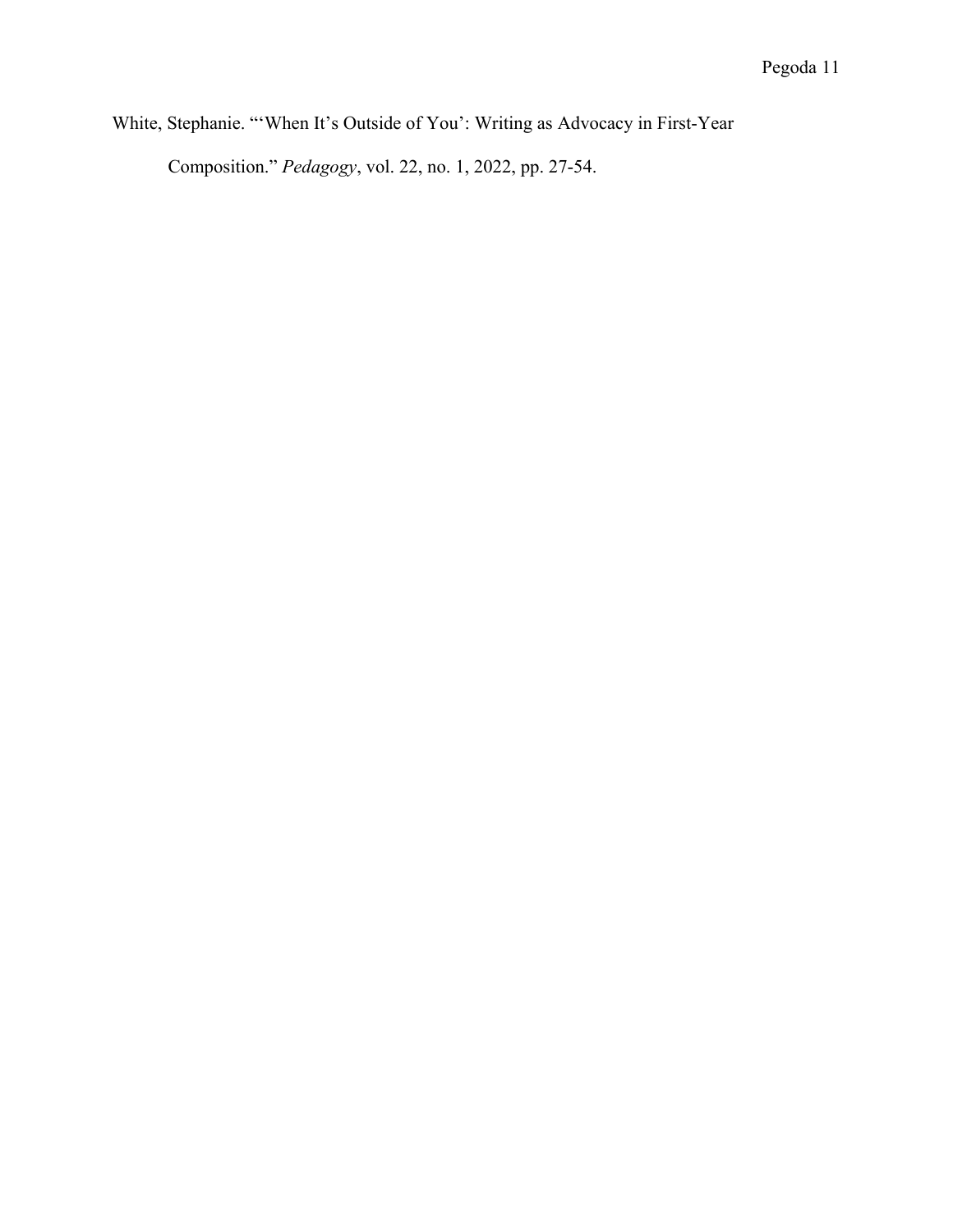White, Stephanie. "'When It's Outside of You': Writing as Advocacy in First-Year Composition." *Pedagogy*, vol. 22, no. 1, 2022, pp. 27-54.